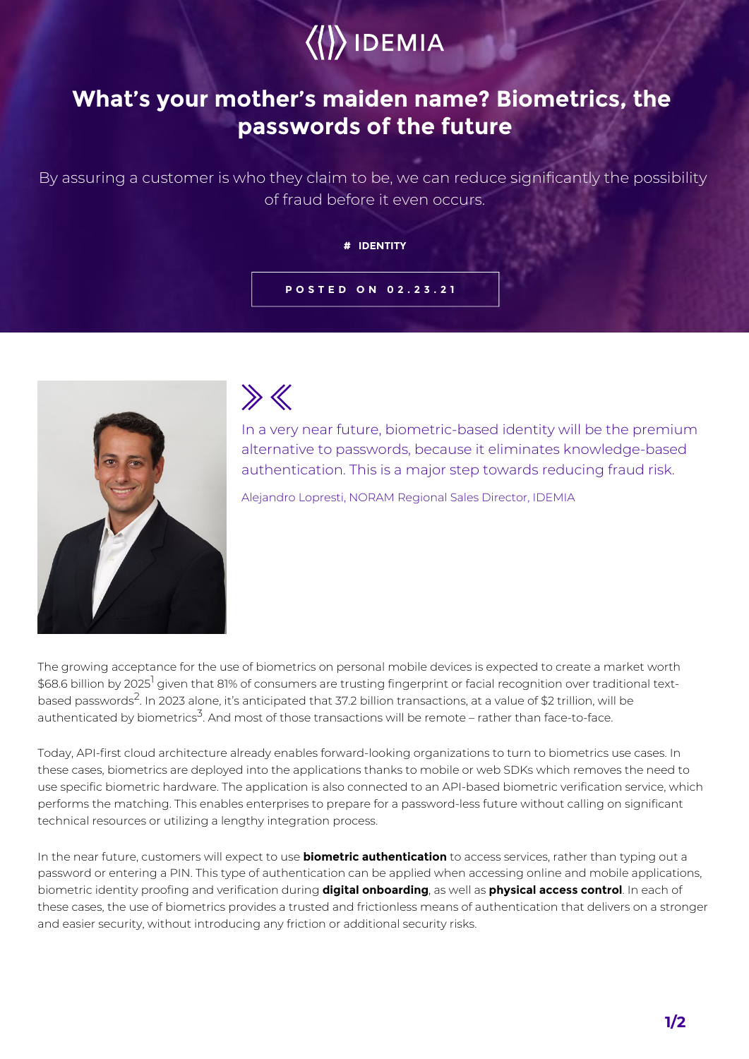IDEMIA

# What's your mother's maiden name? Biometrics, the passwords of the future

By assuring a customer is who they claim to be, we can reduce significantly the possibility of fraud before it even occurs.

**# IDENTITY**

**POSTED ON 02.23.21**

> In a very near future, biometric-based identity will be the premium alternative to passwords, because it eliminates knowledge-based authentication. This is a major step towards reducing fraud risk.
>
> Alejandro Lopresti, NORAM Regional Sales Director, IDEMIA

The growing acceptance for the use of biometrics on personal mobile devices is expected to create a market worth $68.6 billion by 2025[1] given that 81% of consumers are trusting fingerprint or facial recognition over traditional text-based passwords[2]. In 2023 alone, it's anticipated that 37.2 billion transactions, at a value of $2 trillion, will be authenticated by biometrics[3]. And most of those transactions will be remote – rather than face-to-face.

Today, API-first cloud architecture already enables forward-looking organizations to turn to biometrics use cases. In these cases, biometrics are deployed into the applications thanks to mobile or web SDKs which removes the need to use specific biometric hardware. The application is also connected to an API-based biometric verification service, which performs the matching. This enables enterprises to prepare for a password-less future without calling on significant technical resources or utilizing a lengthy integration process.

In the near future, customers will expect to use **biometric authentication** to access services, rather than typing out a password or entering a PIN. This type of authentication can be applied when accessing online and mobile applications, biometric identity proofing and verification during **digital onboarding**, as well as **physical access control**. In each of these cases, the use of biometrics provides a trusted and frictionless means of authentication that delivers on a stronger and easier security, without introducing any friction or additional security risks.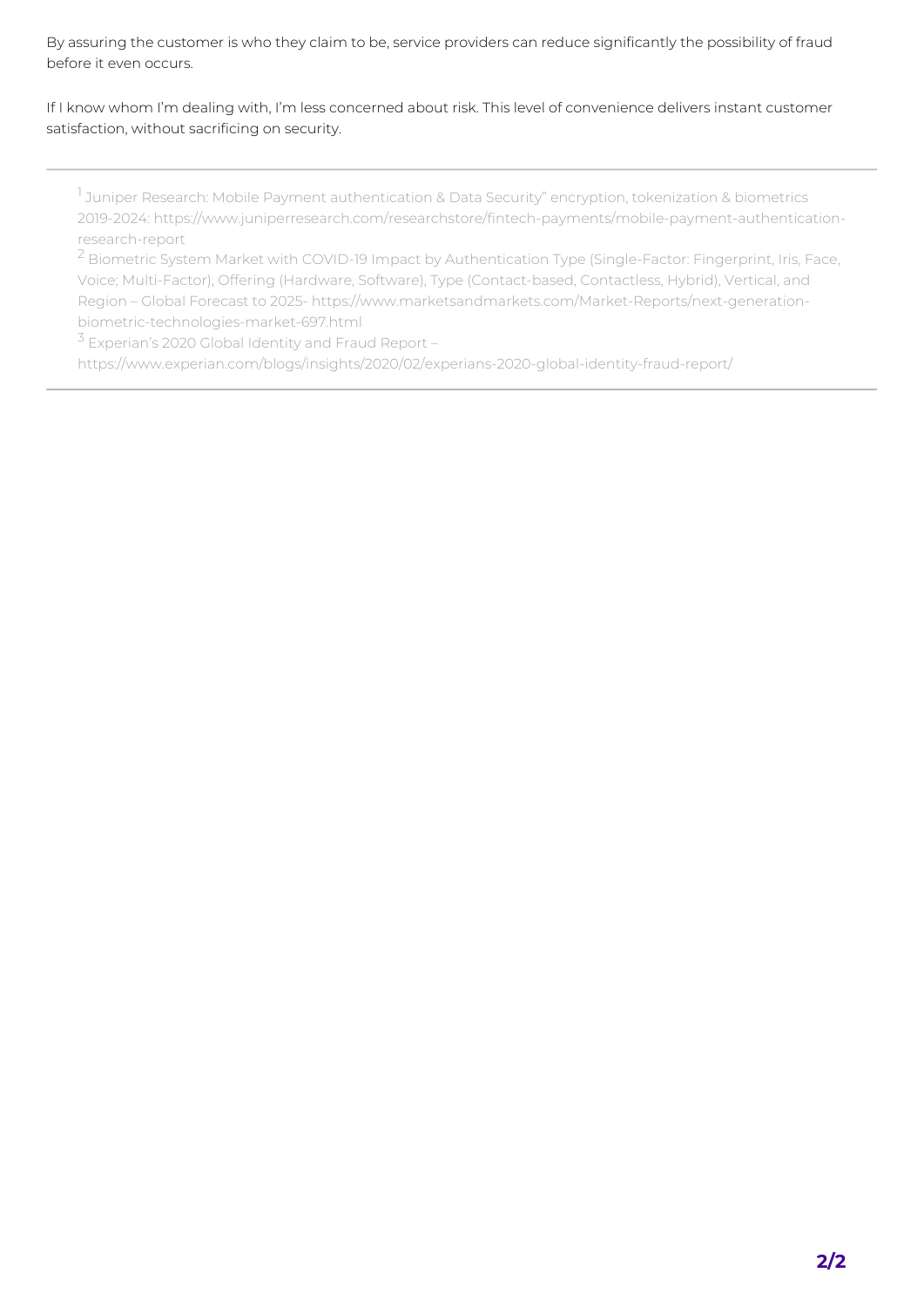By assuring the customer is who they claim to be, service providers can reduce significantly the possibility of fraud before it even occurs.

If I know whom I'm dealing with, I'm less concerned about risk. This level of convenience delivers instant customer satisfaction, without sacrificing on security.

---

[1] Juniper Research: Mobile Payment authentication & Data Security" encryption, tokenization & biometrics 2019-2024: https://www.juniperresearch.com/researchstore/fintech-payments/mobile-payment-authentication-research-report

[2] Biometric System Market with COVID-19 Impact by Authentication Type (Single-Factor: Fingerprint, Iris, Face, Voice; Multi-Factor), Offering (Hardware, Software), Type (Contact-based, Contactless, Hybrid), Vertical, and Region – Global Forecast to 2025- https://www.marketsandmarkets.com/Market-Reports/next-generation-biometric-technologies-market-697.html

[3] Experian's 2020 Global Identity and Fraud Report – https://www.experian.com/blogs/insights/2020/02/experians-2020-global-identity-fraud-report/